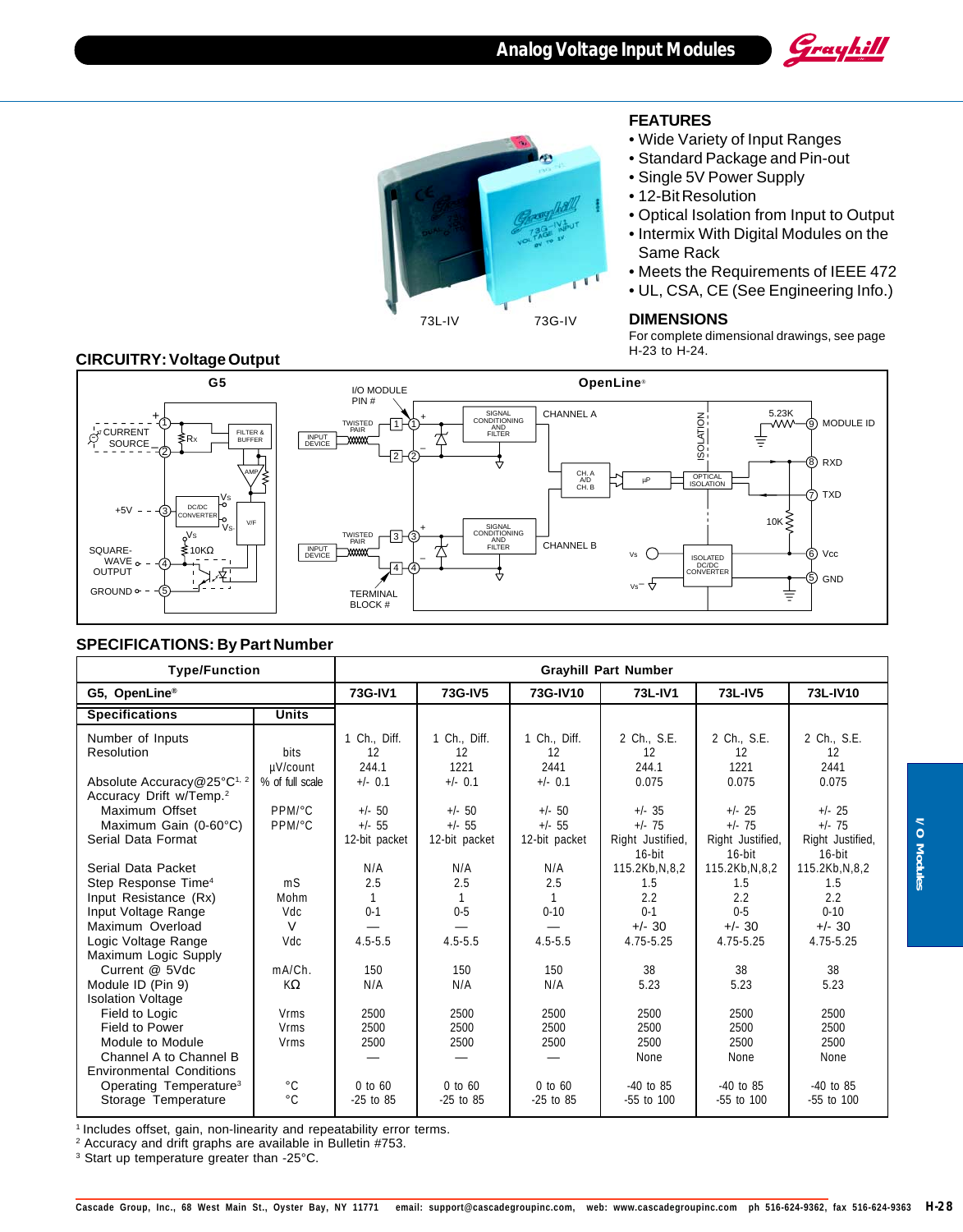# Analog Voltage Input Modules

73L-IV 73G-IV

## FEATURES

- Wide Variety of Input Ranges
- Standard Package and Pin-out
- Single 5V Power Supply
- 12-Bit Resolution
- Optical Isolation from Input to Output
- Intermix With Digital Modules on the Same Rack
- Meets the Requirements of IEEE 472
- UL, CSA, CE (See Engineering Info.)

## DIMENSIONS

For complete dimensional drawings, see page H-23 to H-24.

## CIRCUITRY: Voltage Output

## SPECIFICATIONS: By Part Number

| Type/Function | | Grayhill Part Number | | | | | |
|---|---|---|---|---|---|---|---|
| G5, OpenLine® | | 73G-IV1 | 73G-IV5 | 73G-IV10 | 73L-IV1 | 73L-IV5 | 73L-IV10 |
| **Specifications** | **Units** | | | | | | |
| Number of Inputs | | 1 Ch., Diff. | 1 Ch., Diff. | 1 Ch., Diff. | 2 Ch., S.E. | 2 Ch., S.E. | 2 Ch., S.E. |
| Resolution | bits | 12 | 12 | 12 | 12 | 12 | 12 |
| | µV/count | 244.1 | 1221 | 2441 | 244.1 | 1221 | 2441 |
| Absolute Accuracy@25°C[1, 2] | % of full scale | +/- 0.1 | +/- 0.1 | +/- 0.1 | 0.075 | 0.075 | 0.075 |
| Accuracy Drift w/Temp.[2] | | | | | | | |
| Maximum Offset | PPM/°C | +/- 50 | +/- 50 | +/- 50 | +/- 35 | +/- 25 | +/- 25 |
| Maximum Gain (0-60°C) | PPM/°C | +/- 55 | +/- 55 | +/- 55 | +/- 75 | +/- 75 | +/- 75 |
| Serial Data Format | | 12-bit packet | 12-bit packet | 12-bit packet | Right Justified, 16-bit | Right Justified, 16-bit | Right Justified, 16-bit |
| Serial Data Packet | | N/A | N/A | N/A | 115.2Kb,N,8,2 | 115.2Kb,N,8,2 | 115.2Kb,N,8,2 |
| Step Response Time[4] | mS | 2.5 | 2.5 | 2.5 | 1.5 | 1.5 | 1.5 |
| Input Resistance (Rx) | Mohm | 1 | 1 | 1 | 2.2 | 2.2 | 2.2 |
| Input Voltage Range | Vdc | 0-1 | 0-5 | 0-10 | 0-1 | 0-5 | 0-10 |
| Maximum Overload | V | — | — | — | +/- 30 | +/- 30 | +/- 30 |
| Logic Voltage Range | Vdc | 4.5-5.5 | 4.5-5.5 | 4.5-5.5 | 4.75-5.25 | 4.75-5.25 | 4.75-5.25 |
| Maximum Logic Supply | | | | | | | |
| Current @ 5Vdc | mA/Ch. | 150 | 150 | 150 | 38 | 38 | 38 |
| Module ID (Pin 9) | KΩ | N/A | N/A | N/A | 5.23 | 5.23 | 5.23 |
| Isolation Voltage | | | | | | | |
| Field to Logic | Vrms | 2500 | 2500 | 2500 | 2500 | 2500 | 2500 |
| Field to Power | Vrms | 2500 | 2500 | 2500 | 2500 | 2500 | 2500 |
| Module to Module | Vrms | 2500 | 2500 | 2500 | 2500 | 2500 | 2500 |
| Channel A to Channel B | | — | — | — | None | None | None |
| Environmental Conditions | | | | | | | |
| Operating Temperature[3] | °C | 0 to 60 | 0 to 60 | 0 to 60 | -40 to 85 | -40 to 85 | -40 to 85 |
| Storage Temperature | °C | -25 to 85 | -25 to 85 | -25 to 85 | -55 to 100 | -55 to 100 | -55 to 100 |

[1] Includes offset, gain, non-linearity and repeatability error terms.
[2] Accuracy and drift graphs are available in Bulletin #753.
[3] Start up temperature greater than -25°C.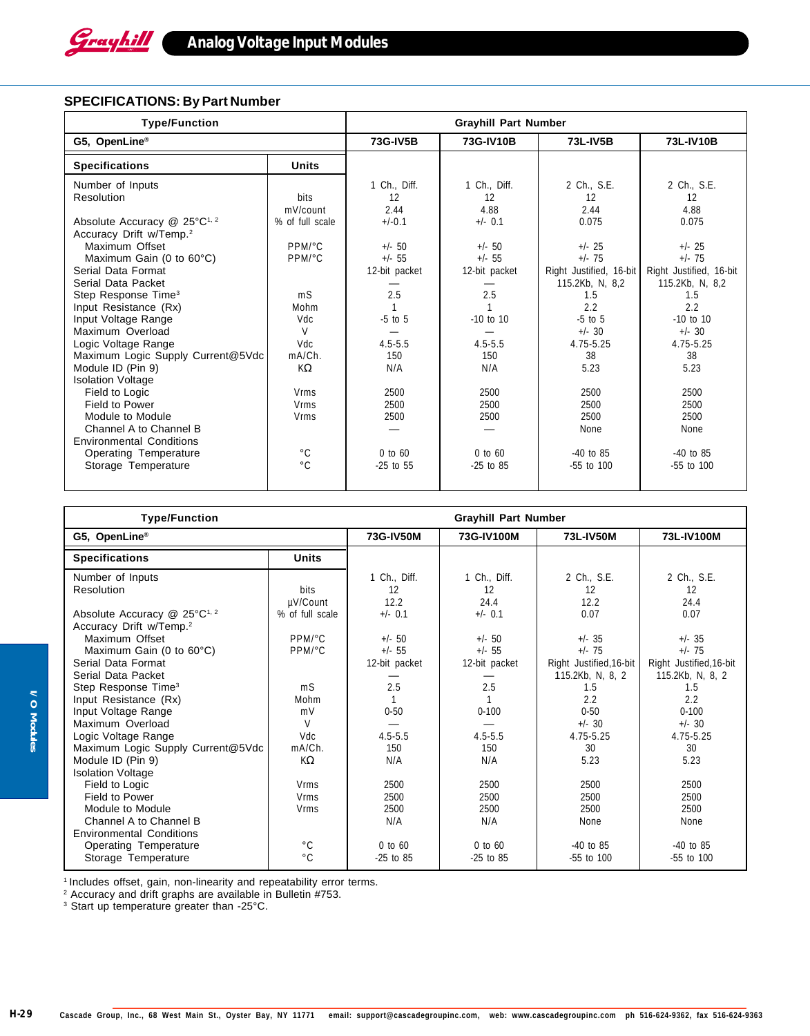## SPECIFICATIONS: By Part Number

| Type/Function | | Grayhill Part Number | | | |
|---|---|---|---|---|---|
| G5, OpenLine® | | 73G-IV5B | 73G-IV10B | 73L-IV5B | 73L-IV10B |
| **Specifications** | **Units** | | | | |
| Number of Inputs | | 1 Ch., Diff. | 1 Ch., Diff. | 2 Ch., S.E. | 2 Ch., S.E. |
| Resolution | bits | 12 | 12 | 12 | 12 |
| | mV/count | 2.44 | 4.88 | 2.44 | 4.88 |
| Absolute Accuracy @ 25°C[1, 2] | % of full scale | +/-0.1 | +/- 0.1 | 0.075 | 0.075 |
| Accuracy Drift w/Temp.[2] | | | | | |
| Maximum Offset | PPM/°C | +/- 50 | +/- 50 | +/- 25 | +/- 25 |
| Maximum Gain (0 to 60°C) | PPM/°C | +/- 55 | +/- 55 | +/- 75 | +/- 75 |
| Serial Data Format | | 12-bit packet | 12-bit packet | Right Justified, 16-bit | Right Justified, 16-bit |
| Serial Data Packet | | — | — | 115.2Kb, N, 8,2 | 115.2Kb, N, 8,2 |
| Step Response Time[3] | mS | 2.5 | 2.5 | 1.5 | 1.5 |
| Input Resistance (Rx) | Mohm | 1 | 1 | 2.2 | 2.2 |
| Input Voltage Range | Vdc | -5 to 5 | -10 to 10 | -5 to 5 | -10 to 10 |
| Maximum Overload | V | — | — | +/- 30 | +/- 30 |
| Logic Voltage Range | Vdc | 4.5-5.5 | 4.5-5.5 | 4.75-5.25 | 4.75-5.25 |
| Maximum Logic Supply Current@5Vdc | mA/Ch. | 150 | 150 | 38 | 38 |
| Module ID (Pin 9) | KΩ | N/A | N/A | 5.23 | 5.23 |
| Isolation Voltage | | | | | |
| Field to Logic | Vrms | 2500 | 2500 | 2500 | 2500 |
| Field to Power | Vrms | 2500 | 2500 | 2500 | 2500 |
| Module to Module | Vrms | 2500 | 2500 | 2500 | 2500 |
| Channel A to Channel B | | — | — | None | None |
| Environmental Conditions | | | | | |
| Operating Temperature | °C | 0 to 60 | 0 to 60 | -40 to 85 | -40 to 85 |
| Storage Temperature | °C | -25 to 55 | -25 to 85 | -55 to 100 | -55 to 100 |

| Type/Function | | Grayhill Part Number | | | |
|---|---|---|---|---|---|
| G5, OpenLine® | | 73G-IV50M | 73G-IV100M | 73L-IV50M | 73L-IV100M |
| **Specifications** | **Units** | | | | |
| Number of Inputs | | 1 Ch., Diff. | 1 Ch., Diff. | 2 Ch., S.E. | 2 Ch., S.E. |
| Resolution | bits | 12 | 12 | 12 | 12 |
| | µV/Count | 12.2 | 24.4 | 12.2 | 24.4 |
| Absolute Accuracy @ 25°C[1, 2] | % of full scale | +/- 0.1 | +/- 0.1 | 0.07 | 0.07 |
| Accuracy Drift w/Temp.[2] | | | | | |
| Maximum Offset | PPM/°C | +/- 50 | +/- 50 | +/- 35 | +/- 35 |
| Maximum Gain (0 to 60°C) | PPM/°C | +/- 55 | +/- 55 | +/- 75 | +/- 75 |
| Serial Data Format | | 12-bit packet | 12-bit packet | Right Justified,16-bit | Right Justified,16-bit |
| Serial Data Packet | | — | — | 115.2Kb, N, 8, 2 | 115.2Kb, N, 8, 2 |
| Step Response Time[3] | mS | 2.5 | 2.5 | 1.5 | 1.5 |
| Input Resistance (Rx) | Mohm | 1 | 1 | 2.2 | 2.2 |
| Input Voltage Range | mV | 0-50 | 0-100 | 0-50 | 0-100 |
| Maximum Overload | V | — | — | +/- 30 | +/- 30 |
| Logic Voltage Range | Vdc | 4.5-5.5 | 4.5-5.5 | 4.75-5.25 | 4.75-5.25 |
| Maximum Logic Supply Current@5Vdc | mA/Ch. | 150 | 150 | 30 | 30 |
| Module ID (Pin 9) | KΩ | N/A | N/A | 5.23 | 5.23 |
| Isolation Voltage | | | | | |
| Field to Logic | Vrms | 2500 | 2500 | 2500 | 2500 |
| Field to Power | Vrms | 2500 | 2500 | 2500 | 2500 |
| Module to Module | Vrms | 2500 | 2500 | 2500 | 2500 |
| Channel A to Channel B | | N/A | N/A | None | None |
| Environmental Conditions | | | | | |
| Operating Temperature | °C | 0 to 60 | 0 to 60 | -40 to 85 | -40 to 85 |
| Storage Temperature | °C | -25 to 85 | -25 to 85 | -55 to 100 | -55 to 100 |

[1] Includes offset, gain, non-linearity and repeatability error terms.
[2] Accuracy and drift graphs are available in Bulletin #753.
[3] Start up temperature greater than -25°C.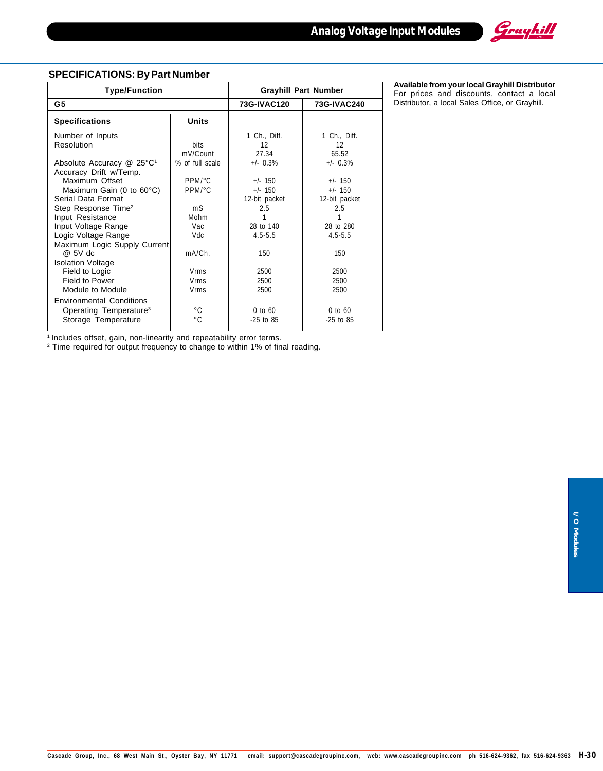## SPECIFICATIONS: By Part Number

| Type/Function | | Grayhill Part Number | |
|---|---|---|---|
| G5 | | 73G-IVAC120 | 73G-IVAC240 |
| **Specifications** | **Units** | | |
| Number of Inputs | | 1 Ch., Diff. | 1 Ch., Diff. |
| Resolution | bits | 12 | 12 |
| | mV/Count | 27.34 | 65.52 |
| Absolute Accuracy @ 25°C[1] | % of full scale | +/- 0.3% | +/- 0.3% |
| Accuracy Drift w/Temp. | | | |
| Maximum Offset | PPM/°C | +/- 150 | +/- 150 |
| Maximum Gain (0 to 60°C) | PPM/°C | +/- 150 | +/- 150 |
| Serial Data Format | | 12-bit packet | 12-bit packet |
| Step Response Time[2] | mS | 2.5 | 2.5 |
| Input Resistance | Mohm | 1 | 1 |
| Input Voltage Range | Vac | 28 to 140 | 28 to 280 |
| Logic Voltage Range | Vdc | 4.5-5.5 | 4.5-5.5 |
| Maximum Logic Supply Current @ 5V dc | mA/Ch. | 150 | 150 |
| Isolation Voltage | | | |
| Field to Logic | Vrms | 2500 | 2500 |
| Field to Power | Vrms | 2500 | 2500 |
| Module to Module | Vrms | 2500 | 2500 |
| Environmental Conditions | | | |
| Operating Temperature[3] | °C | 0 to 60 | 0 to 60 |
| Storage Temperature | °C | -25 to 85 | -25 to 85 |

[1] Includes offset, gain, non-linearity and repeatability error terms.
[2] Time required for output frequency to change to within 1% of final reading.

**Available from your local Grayhill Distributor**
For prices and discounts, contact a local Distributor, a local Sales Office, or Grayhill.